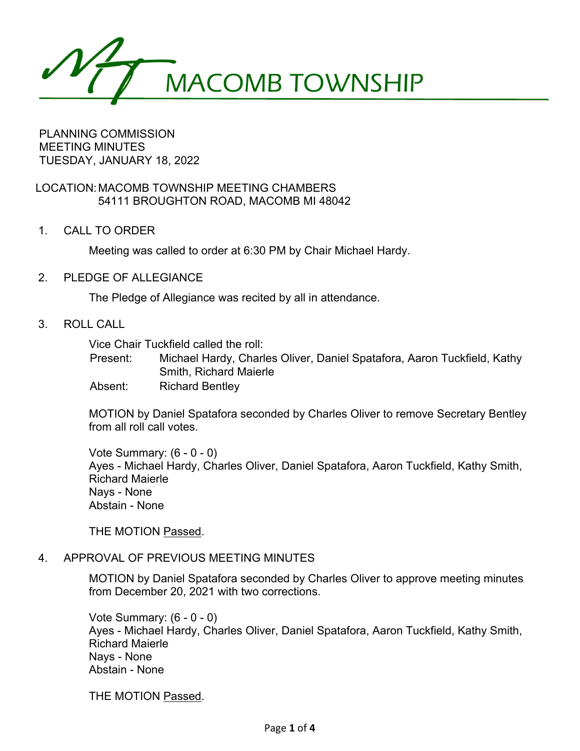# MACOMB TOWNSHIP

PLANNING COMMISSION
MEETING MINUTES
TUESDAY, JANUARY 18, 2022

LOCATION: MACOMB TOWNSHIP MEETING CHAMBERS
54111 BROUGHTON ROAD, MACOMB MI 48042

## 1. CALL TO ORDER

Meeting was called to order at 6:30 PM by Chair Michael Hardy.

## 2. PLEDGE OF ALLEGIANCE

The Pledge of Allegiance was recited by all in attendance.

## 3. ROLL CALL

Vice Chair Tuckfield called the roll:

Present: Michael Hardy, Charles Oliver, Daniel Spatafora, Aaron Tuckfield, Kathy Smith, Richard Maierle

Absent: Richard Bentley

MOTION by Daniel Spatafora seconded by Charles Oliver to remove Secretary Bentley from all roll call votes.

Vote Summary: (6 - 0 - 0)
Ayes - Michael Hardy, Charles Oliver, Daniel Spatafora, Aaron Tuckfield, Kathy Smith, Richard Maierle
Nays - None
Abstain - None

THE MOTION Passed.

## 4. APPROVAL OF PREVIOUS MEETING MINUTES

MOTION by Daniel Spatafora seconded by Charles Oliver to approve meeting minutes from December 20, 2021 with two corrections.

Vote Summary: (6 - 0 - 0)
Ayes - Michael Hardy, Charles Oliver, Daniel Spatafora, Aaron Tuckfield, Kathy Smith, Richard Maierle
Nays - None
Abstain - None

THE MOTION Passed.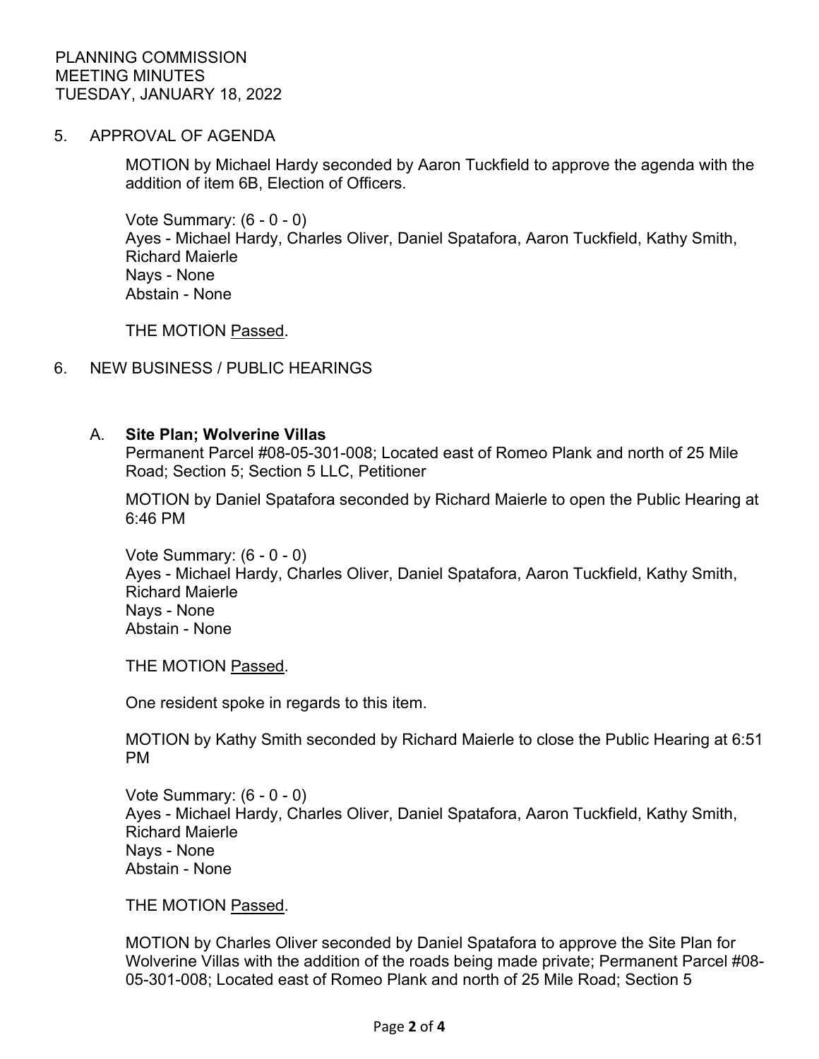5. APPROVAL OF AGENDA

MOTION by Michael Hardy seconded by Aaron Tuckfield to approve the agenda with the addition of item 6B, Election of Officers.

Vote Summary: (6 - 0 - 0)
Ayes - Michael Hardy, Charles Oliver, Daniel Spatafora, Aaron Tuckfield, Kathy Smith, Richard Maierle
Nays - None
Abstain - None

THE MOTION Passed.

6. NEW BUSINESS / PUBLIC HEARINGS

A. **Site Plan; Wolverine Villas**
Permanent Parcel #08-05-301-008; Located east of Romeo Plank and north of 25 Mile Road; Section 5; Section 5 LLC, Petitioner

MOTION by Daniel Spatafora seconded by Richard Maierle to open the Public Hearing at 6:46 PM

Vote Summary: (6 - 0 - 0)
Ayes - Michael Hardy, Charles Oliver, Daniel Spatafora, Aaron Tuckfield, Kathy Smith, Richard Maierle
Nays - None
Abstain - None

THE MOTION Passed.

One resident spoke in regards to this item.

MOTION by Kathy Smith seconded by Richard Maierle to close the Public Hearing at 6:51 PM

Vote Summary: (6 - 0 - 0)
Ayes - Michael Hardy, Charles Oliver, Daniel Spatafora, Aaron Tuckfield, Kathy Smith, Richard Maierle
Nays - None
Abstain - None

THE MOTION Passed.

MOTION by Charles Oliver seconded by Daniel Spatafora to approve the Site Plan for Wolverine Villas with the addition of the roads being made private; Permanent Parcel #08-05-301-008; Located east of Romeo Plank and north of 25 Mile Road; Section 5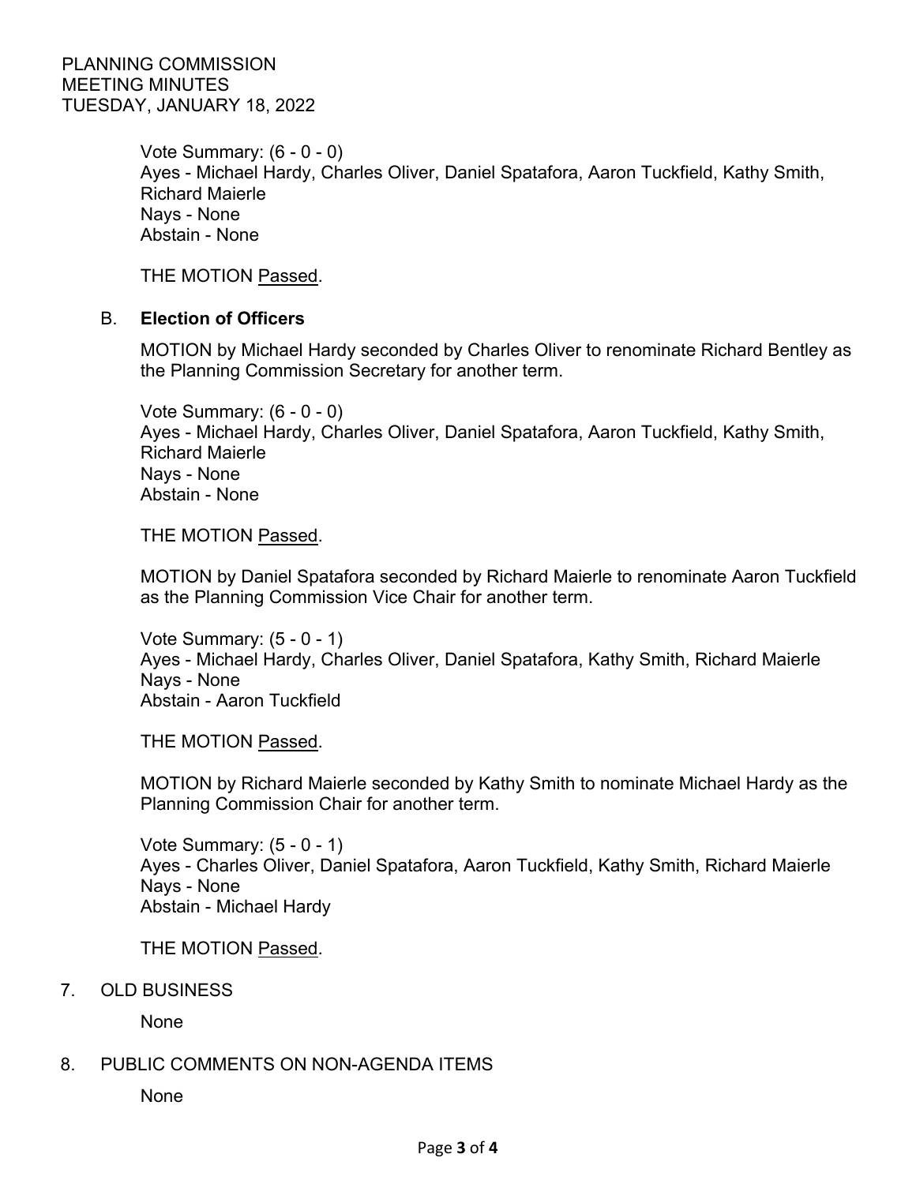Vote Summary: (6 - 0 - 0)
Ayes - Michael Hardy, Charles Oliver, Daniel Spatafora, Aaron Tuckfield, Kathy Smith, Richard Maierle
Nays - None
Abstain - None

THE MOTION Passed.

B. **Election of Officers**

MOTION by Michael Hardy seconded by Charles Oliver to renominate Richard Bentley as the Planning Commission Secretary for another term.

Vote Summary: (6 - 0 - 0)
Ayes - Michael Hardy, Charles Oliver, Daniel Spatafora, Aaron Tuckfield, Kathy Smith, Richard Maierle
Nays - None
Abstain - None

THE MOTION Passed.

MOTION by Daniel Spatafora seconded by Richard Maierle to renominate Aaron Tuckfield as the Planning Commission Vice Chair for another term.

Vote Summary: (5 - 0 - 1)
Ayes - Michael Hardy, Charles Oliver, Daniel Spatafora, Kathy Smith, Richard Maierle
Nays - None
Abstain - Aaron Tuckfield

THE MOTION Passed.

MOTION by Richard Maierle seconded by Kathy Smith to nominate Michael Hardy as the Planning Commission Chair for another term.

Vote Summary: (5 - 0 - 1)
Ayes - Charles Oliver, Daniel Spatafora, Aaron Tuckfield, Kathy Smith, Richard Maierle
Nays - None
Abstain - Michael Hardy

THE MOTION Passed.

7. OLD BUSINESS

None

8. PUBLIC COMMENTS ON NON-AGENDA ITEMS

None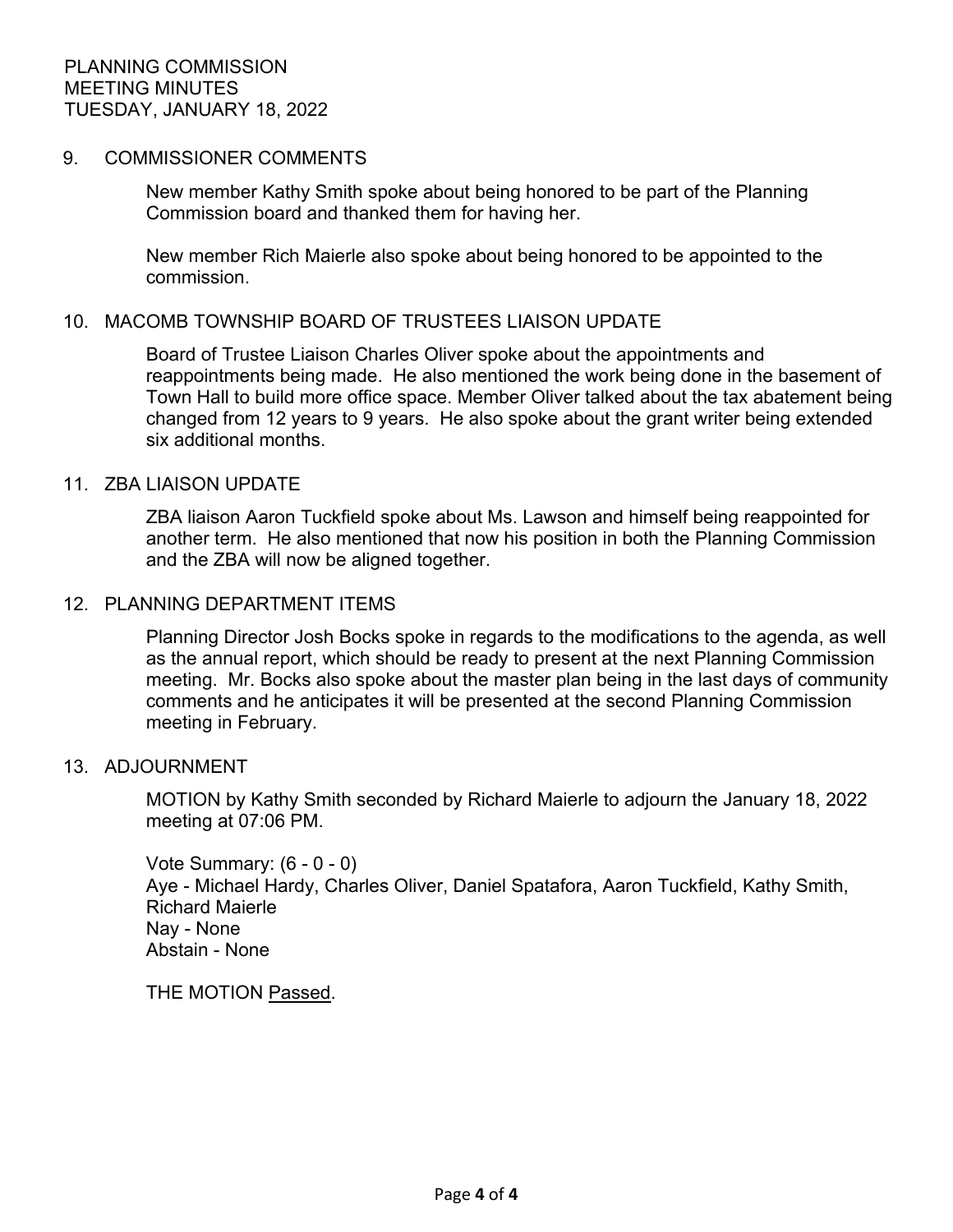PLANNING COMMISSION
MEETING MINUTES
TUESDAY, JANUARY 18, 2022

## 9. COMMISSIONER COMMENTS

New member Kathy Smith spoke about being honored to be part of the Planning Commission board and thanked them for having her.

New member Rich Maierle also spoke about being honored to be appointed to the commission.

## 10. MACOMB TOWNSHIP BOARD OF TRUSTEES LIAISON UPDATE

Board of Trustee Liaison Charles Oliver spoke about the appointments and reappointments being made. He also mentioned the work being done in the basement of Town Hall to build more office space. Member Oliver talked about the tax abatement being changed from 12 years to 9 years. He also spoke about the grant writer being extended six additional months.

## 11. ZBA LIAISON UPDATE

ZBA liaison Aaron Tuckfield spoke about Ms. Lawson and himself being reappointed for another term. He also mentioned that now his position in both the Planning Commission and the ZBA will now be aligned together.

## 12. PLANNING DEPARTMENT ITEMS

Planning Director Josh Bocks spoke in regards to the modifications to the agenda, as well as the annual report, which should be ready to present at the next Planning Commission meeting. Mr. Bocks also spoke about the master plan being in the last days of community comments and he anticipates it will be presented at the second Planning Commission meeting in February.

## 13. ADJOURNMENT

MOTION by Kathy Smith seconded by Richard Maierle to adjourn the January 18, 2022 meeting at 07:06 PM.

Vote Summary: (6 - 0 - 0)
Aye - Michael Hardy, Charles Oliver, Daniel Spatafora, Aaron Tuckfield, Kathy Smith, Richard Maierle
Nay - None
Abstain - None

THE MOTION Passed.